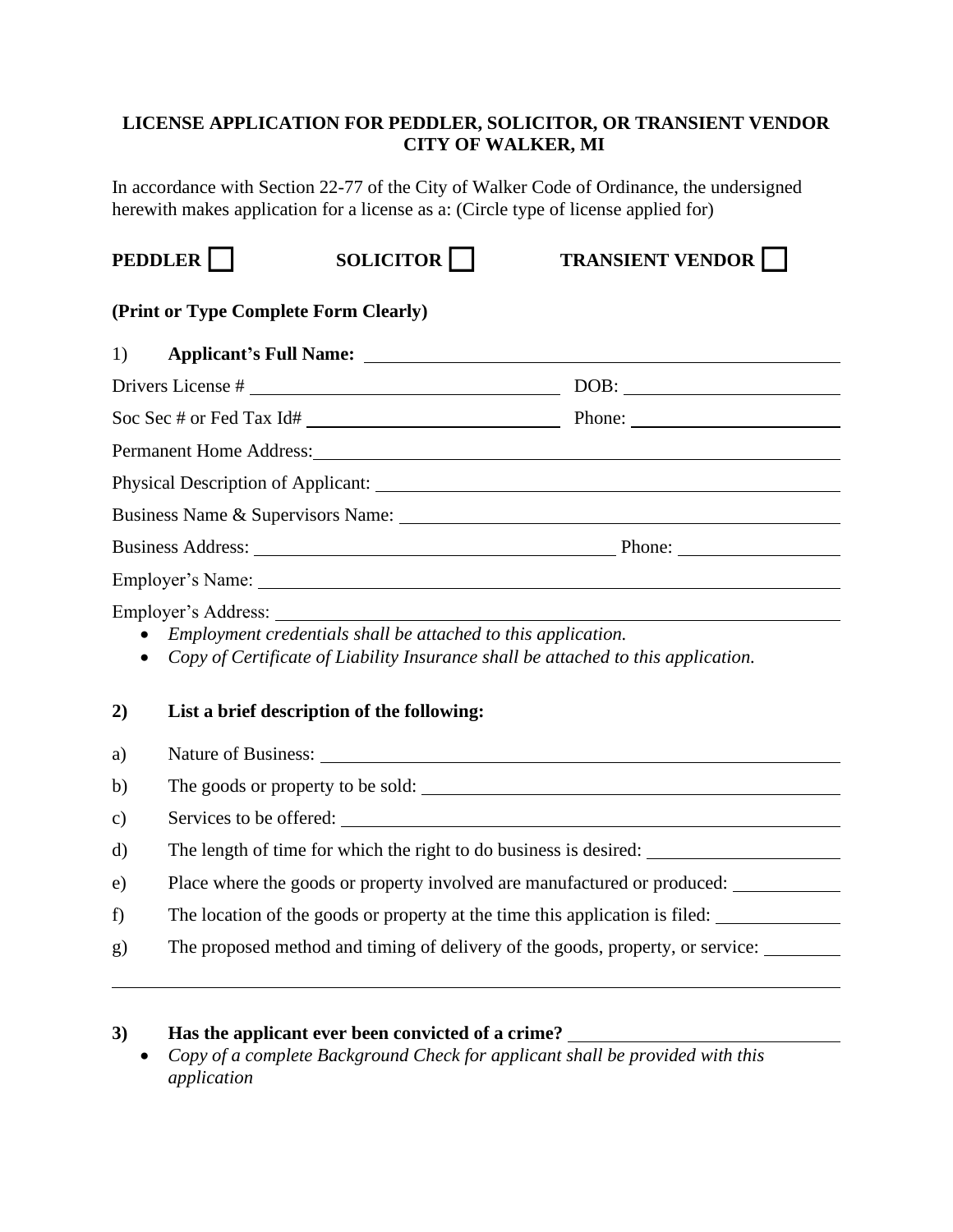**LICENSE APPLICATION FOR PEDDLER, SOLICITOR, OR TRANSIENT VENDOR**
**CITY OF WALKER, MI**

In accordance with Section 22-77 of the City of Walker Code of Ordinance, the undersigned herewith makes application for a license as a: (Circle type of license applied for)

**PEDDLER** ☐ **SOLICITOR** ☐ **TRANSIENT VENDOR** ☐

**(Print or Type Complete Form Clearly)**

1) **Applicant's Full Name:** ____________________

Drivers License # ____________________ DOB: ____________________

Soc Sec # or Fed Tax Id# ____________________ Phone: ____________________

Permanent Home Address: ____________________

Physical Description of Applicant: ____________________

Business Name & Supervisors Name: ____________________

Business Address: ____________________ Phone: ____________________

Employer's Name: ____________________

Employer's Address: ____________________

- *Employment credentials shall be attached to this application.*
- *Copy of Certificate of Liability Insurance shall be attached to this application.*

**2) List a brief description of the following:**

a) Nature of Business: ____________________

b) The goods or property to be sold: ____________________

c) Services to be offered: ____________________

d) The length of time for which the right to do business is desired: ____________________

e) Place where the goods or property involved are manufactured or produced: ____________________

f) The location of the goods or property at the time this application is filed: ____________________

g) The proposed method and timing of delivery of the goods, property, or service: ____________________

____________________

**3) Has the applicant ever been convicted of a crime?** ____________________

- *Copy of a complete Background Check for applicant shall be provided with this application*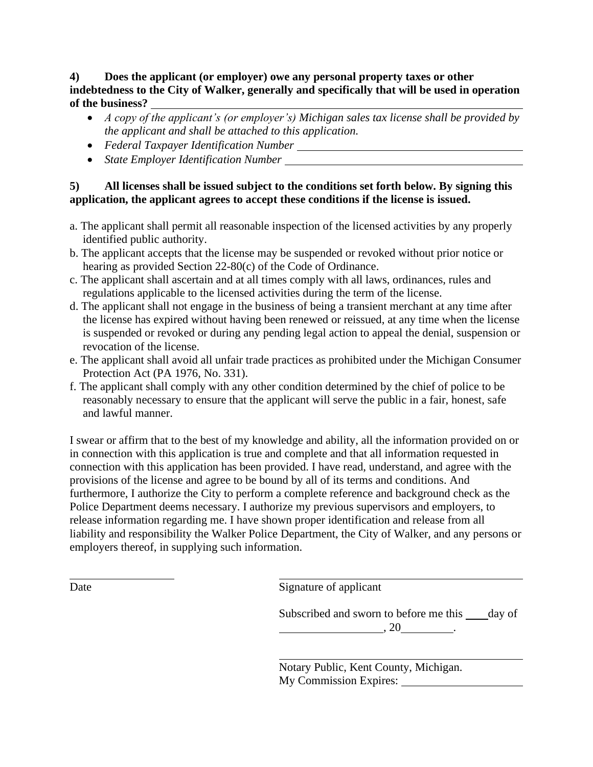**4) Does the applicant (or employer) owe any personal property taxes or other indebtedness to the City of Walker, generally and specifically that will be used in operation of the business?** \_\_\_\_\_\_\_\_\_\_\_\_\_\_\_\_\_\_\_\_\_\_\_\_\_\_\_\_\_\_\_\_\_\_\_\_\_\_\_\_

- *A copy of the applicant's (or employer's) Michigan sales tax license shall be provided by the applicant and shall be attached to this application.*
- *Federal Taxpayer Identification Number* \_\_\_\_\_\_\_\_\_\_\_\_\_\_\_\_\_\_\_\_\_\_\_\_\_\_\_\_\_\_\_\_\_\_\_\_\_\_\_\_
- *State Employer Identification Number* \_\_\_\_\_\_\_\_\_\_\_\_\_\_\_\_\_\_\_\_\_\_\_\_\_\_\_\_\_\_\_\_\_\_\_\_\_\_\_\_

**5) All licenses shall be issued subject to the conditions set forth below. By signing this application, the applicant agrees to accept these conditions if the license is issued.**

a. The applicant shall permit all reasonable inspection of the licensed activities by any properly identified public authority.
b. The applicant accepts that the license may be suspended or revoked without prior notice or hearing as provided Section 22-80(c) of the Code of Ordinance.
c. The applicant shall ascertain and at all times comply with all laws, ordinances, rules and regulations applicable to the licensed activities during the term of the license.
d. The applicant shall not engage in the business of being a transient merchant at any time after the license has expired without having been renewed or reissued, at any time when the license is suspended or revoked or during any pending legal action to appeal the denial, suspension or revocation of the license.
e. The applicant shall avoid all unfair trade practices as prohibited under the Michigan Consumer Protection Act (PA 1976, No. 331).
f. The applicant shall comply with any other condition determined by the chief of police to be reasonably necessary to ensure that the applicant will serve the public in a fair, honest, safe and lawful manner.

I swear or affirm that to the best of my knowledge and ability, all the information provided on or in connection with this application is true and complete and that all information requested in connection with this application has been provided. I have read, understand, and agree with the provisions of the license and agree to be bound by all of its terms and conditions. And furthermore, I authorize the City to perform a complete reference and background check as the Police Department deems necessary. I authorize my previous supervisors and employers, to release information regarding me. I have shown proper identification and release from all liability and responsibility the Walker Police Department, the City of Walker, and any persons or employers thereof, in supplying such information.

\_\_\_\_\_\_\_\_\_\_\_\_\_\_\_\_\_\_\_\_ \_\_\_\_\_\_\_\_\_\_\_\_\_\_\_\_\_\_\_\_\_\_\_\_\_\_\_\_\_\_\_\_\_\_\_\_\_\_\_\_
Date Signature of applicant

Subscribed and sworn to before me this \_\_\_\_ day of \_\_\_\_\_\_\_\_\_\_\_\_\_\_\_\_\_\_, 20\_\_\_\_\_\_\_\_\_.

\_\_\_\_\_\_\_\_\_\_\_\_\_\_\_\_\_\_\_\_\_\_\_\_\_\_\_\_\_\_\_\_\_\_\_\_\_\_\_\_
Notary Public, Kent County, Michigan.
My Commission Expires: \_\_\_\_\_\_\_\_\_\_\_\_\_\_\_\_\_\_\_\_\_\_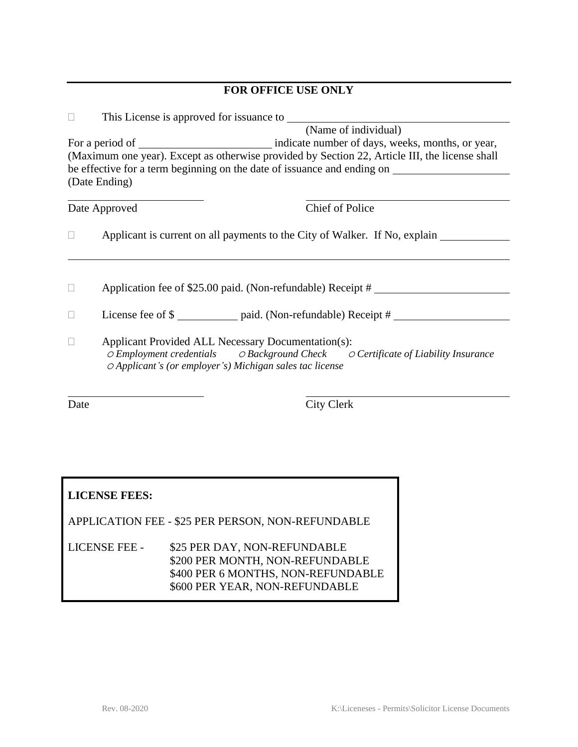## FOR OFFICE USE ONLY

☐ This License is approved for issuance to \_\_\_\_\_\_\_\_\_\_\_\_\_\_\_\_\_\_\_\_\_\_\_\_\_\_\_\_\_\_\_\_\_\_\_\_
(Name of individual)

For a period of \_\_\_\_\_\_\_\_\_\_\_\_\_\_\_\_\_\_\_\_\_\_\_\_ indicate number of days, weeks, months, or year, (Maximum one year). Except as otherwise provided by Section 22, Article III, the license shall be effective for a term beginning on the date of issuance and ending on \_\_\_\_\_\_\_\_\_\_\_\_\_\_\_\_\_\_\_\_ (Date Ending)

\_\_\_\_\_\_\_\_\_\_\_\_\_\_\_\_\_\_\_\_\_\_\_\_ \_\_\_\_\_\_\_\_\_\_\_\_\_\_\_\_\_\_\_\_\_\_\_\_\_\_\_\_\_\_\_\_\_\_\_\_
Date Approved Chief of Police

☐ Applicant is current on all payments to the City of Walker. If No, explain \_\_\_\_\_\_\_\_\_\_\_\_

\_\_\_\_\_\_\_\_\_\_\_\_\_\_\_\_\_\_\_\_\_\_\_\_\_\_\_\_\_\_\_\_\_\_\_\_\_\_\_\_\_\_\_\_\_\_\_\_\_\_\_\_\_\_\_\_\_\_\_\_\_\_\_\_\_\_\_\_\_\_\_\_\_\_\_\_

☐ Application fee of $25.00 paid. (Non-refundable) Receipt # \_\_\_\_\_\_\_\_\_\_\_\_\_\_\_\_\_\_\_\_\_\_\_\_

☐ License fee of $ \_\_\_\_\_\_\_\_\_\_\_ paid. (Non-refundable) Receipt # \_\_\_\_\_\_\_\_\_\_\_\_\_\_\_\_\_\_\_\_\_

☐ Applicant Provided ALL Necessary Documentation(s):
○ *Employment credentials* ○ *Background Check* ○ *Certificate of Liability Insurance*
○ *Applicant's (or employer's) Michigan sales tac license*

\_\_\_\_\_\_\_\_\_\_\_\_\_\_\_\_\_\_\_\_\_\_\_\_ \_\_\_\_\_\_\_\_\_\_\_\_\_\_\_\_\_\_\_\_\_\_\_\_\_\_\_\_\_\_\_\_\_\_\_\_
Date City Clerk

**LICENSE FEES:**

APPLICATION FEE - $25 PER PERSON, NON-REFUNDABLE

LICENSE FEE -
$25 PER DAY, NON-REFUNDABLE
$200 PER MONTH, NON-REFUNDABLE
$400 PER 6 MONTHS, NON-REFUNDABLE
$600 PER YEAR, NON-REFUNDABLE

Rev. 08-2020 K:\Liceneses - Permits\Solicitor License Documents